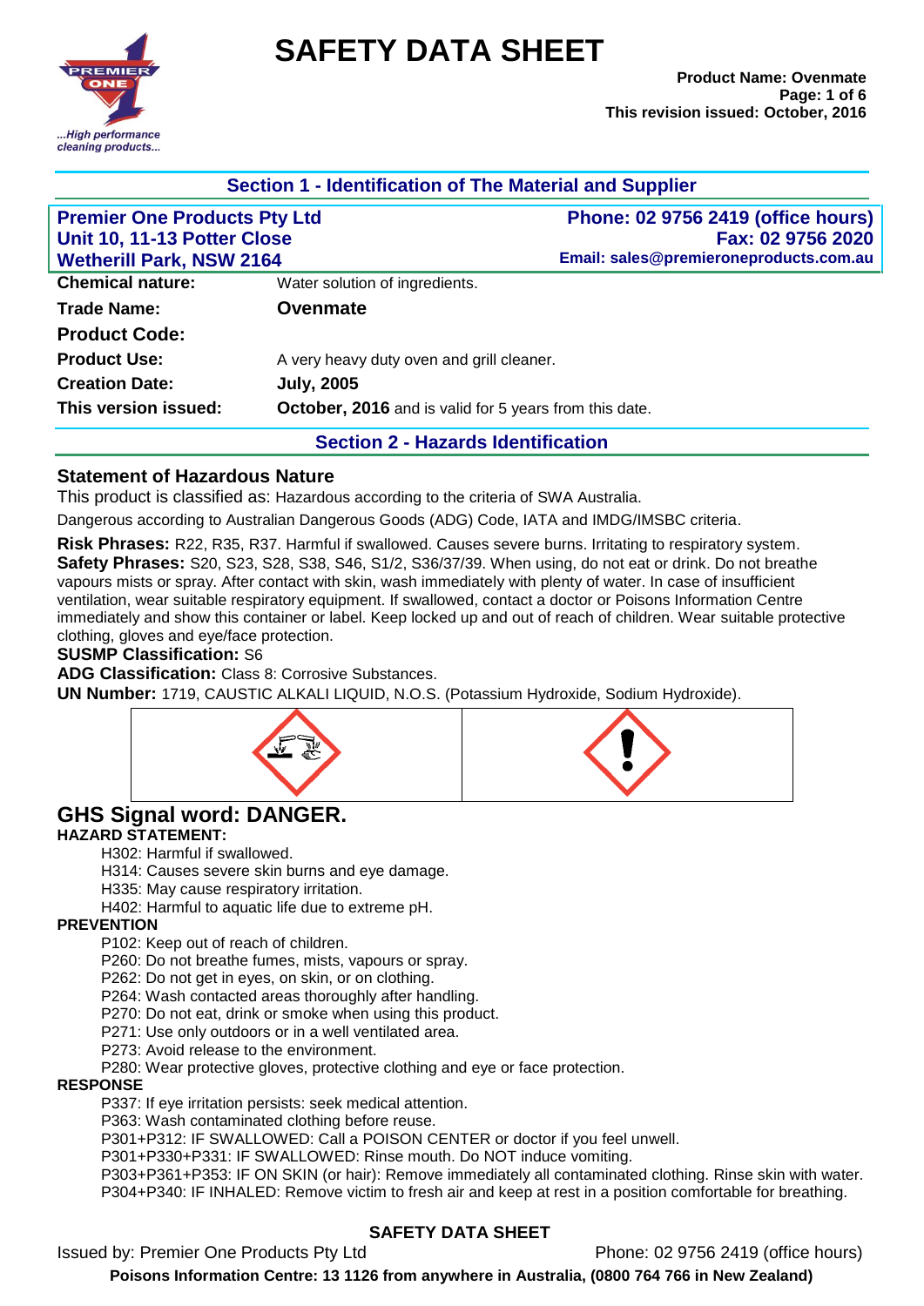# SAFETY DATA SHEET

**Product Name: Ovenmate**
**This revision issued: October, 2016**

## Section 1 - Identification of The Material and Supplier

**Premier One Products Pty Ltd**
**Unit 10, 11-13 Potter Close**
**Wetherill Park, NSW 2164**

**Phone: 02 9756 2419 (office hours)**
**Fax: 02 9756 2020**
**Email: sales@premieroneproducts.com.au**

| | |
|---|---|
| **Chemical nature:** | Water solution of ingredients. |
| **Trade Name:** | **Ovenmate** |
| **Product Code:** | |
| **Product Use:** | A very heavy duty oven and grill cleaner. |
| **Creation Date:** | **July, 2005** |
| **This version issued:** | **October, 2016** and is valid for 5 years from this date. |

## Section 2 - Hazards Identification

### Statement of Hazardous Nature

This product is classified as: Hazardous according to the criteria of SWA Australia.

Dangerous according to Australian Dangerous Goods (ADG) Code, IATA and IMDG/IMSBC criteria.

**Risk Phrases:** R22, R35, R37. Harmful if swallowed. Causes severe burns. Irritating to respiratory system.
**Safety Phrases:** S20, S23, S28, S38, S46, S1/2, S36/37/39. When using, do not eat or drink. Do not breathe vapours mists or spray. After contact with skin, wash immediately with plenty of water. In case of insufficient ventilation, wear suitable respiratory equipment. If swallowed, contact a doctor or Poisons Information Centre immediately and show this container or label. Keep locked up and out of reach of children. Wear suitable protective clothing, gloves and eye/face protection.
**SUSMP Classification:** S6
**ADG Classification:** Class 8: Corrosive Substances.
**UN Number:** 1719, CAUSTIC ALKALI LIQUID, N.O.S. (Potassium Hydroxide, Sodium Hydroxide).

## GHS Signal word: DANGER.

**HAZARD STATEMENT:**

H302: Harmful if swallowed.
H314: Causes severe skin burns and eye damage.
H335: May cause respiratory irritation.
H402: Harmful to aquatic life due to extreme pH.

**PREVENTION**

P102: Keep out of reach of children.
P260: Do not breathe fumes, mists, vapours or spray.
P262: Do not get in eyes, on skin, or on clothing.
P264: Wash contacted areas thoroughly after handling.
P270: Do not eat, drink or smoke when using this product.
P271: Use only outdoors or in a well ventilated area.
P273: Avoid release to the environment.
P280: Wear protective gloves, protective clothing and eye or face protection.

**RESPONSE**

P337: If eye irritation persists: seek medical attention.
P363: Wash contaminated clothing before reuse.
P301+P312: IF SWALLOWED: Call a POISON CENTER or doctor if you feel unwell.
P301+P330+P331: IF SWALLOWED: Rinse mouth. Do NOT induce vomiting.
P303+P361+P353: IF ON SKIN (or hair): Remove immediately all contaminated clothing. Rinse skin with water.
P304+P340: IF INHALED: Remove victim to fresh air and keep at rest in a position comfortable for breathing.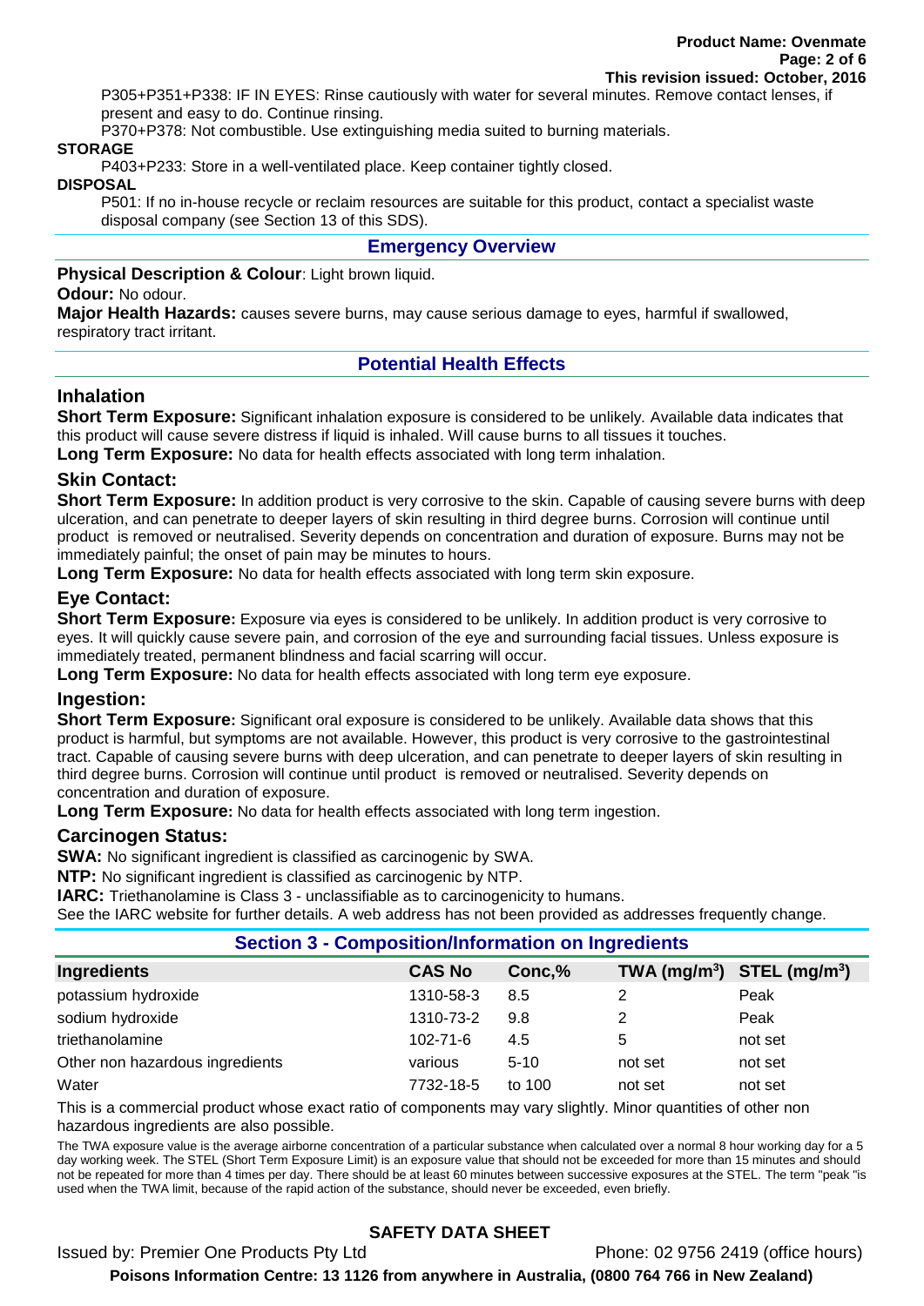P305+P351+P338: IF IN EYES: Rinse cautiously with water for several minutes. Remove contact lenses, if present and easy to do. Continue rinsing.

P370+P378: Not combustible. Use extinguishing media suited to burning materials.

**STORAGE**

P403+P233: Store in a well-ventilated place. Keep container tightly closed.

**DISPOSAL**

P501: If no in-house recycle or reclaim resources are suitable for this product, contact a specialist waste disposal company (see Section 13 of this SDS).

## Emergency Overview

**Physical Description & Colour**: Light brown liquid.

**Odour:** No odour.

**Major Health Hazards:** causes severe burns, may cause serious damage to eyes, harmful if swallowed, respiratory tract irritant.

## Potential Health Effects

### Inhalation

**Short Term Exposure:** Significant inhalation exposure is considered to be unlikely. Available data indicates that this product will cause severe distress if liquid is inhaled. Will cause burns to all tissues it touches.

**Long Term Exposure:** No data for health effects associated with long term inhalation.

### Skin Contact:

**Short Term Exposure:** In addition product is very corrosive to the skin. Capable of causing severe burns with deep ulceration, and can penetrate to deeper layers of skin resulting in third degree burns. Corrosion will continue until product is removed or neutralised. Severity depends on concentration and duration of exposure. Burns may not be immediately painful; the onset of pain may be minutes to hours.

**Long Term Exposure:** No data for health effects associated with long term skin exposure.

### Eye Contact:

**Short Term Exposure:** Exposure via eyes is considered to be unlikely. In addition product is very corrosive to eyes. It will quickly cause severe pain, and corrosion of the eye and surrounding facial tissues. Unless exposure is immediately treated, permanent blindness and facial scarring will occur.

**Long Term Exposure:** No data for health effects associated with long term eye exposure.

### Ingestion:

**Short Term Exposure:** Significant oral exposure is considered to be unlikely. Available data shows that this product is harmful, but symptoms are not available. However, this product is very corrosive to the gastrointestinal tract. Capable of causing severe burns with deep ulceration, and can penetrate to deeper layers of skin resulting in third degree burns. Corrosion will continue until product is removed or neutralised. Severity depends on concentration and duration of exposure.

**Long Term Exposure:** No data for health effects associated with long term ingestion.

### Carcinogen Status:

**SWA:** No significant ingredient is classified as carcinogenic by SWA.

**NTP:** No significant ingredient is classified as carcinogenic by NTP.

**IARC:** Triethanolamine is Class 3 - unclassifiable as to carcinogenicity to humans.

See the IARC website for further details. A web address has not been provided as addresses frequently change.

## Section 3 - Composition/Information on Ingredients

| Ingredients | CAS No | Conc,% | TWA ($mg/m^3$) | STEL ($mg/m^3$) |
|---|---|---|---|---|
| potassium hydroxide | 1310-58-3 | 8.5 | 2 | Peak |
| sodium hydroxide | 1310-73-2 | 9.8 | 2 | Peak |
| triethanolamine | 102-71-6 | 4.5 | 5 | not set |
| Other non hazardous ingredients | various | 5-10 | not set | not set |
| Water | 7732-18-5 | to 100 | not set | not set |

This is a commercial product whose exact ratio of components may vary slightly. Minor quantities of other non hazardous ingredients are also possible.

The TWA exposure value is the average airborne concentration of a particular substance when calculated over a normal 8 hour working day for a 5 day working week. The STEL (Short Term Exposure Limit) is an exposure value that should not be exceeded for more than 15 minutes and should not be repeated for more than 4 times per day. There should be at least 60 minutes between successive exposures at the STEL. The term "peak "is used when the TWA limit, because of the rapid action of the substance, should never be exceeded, even briefly.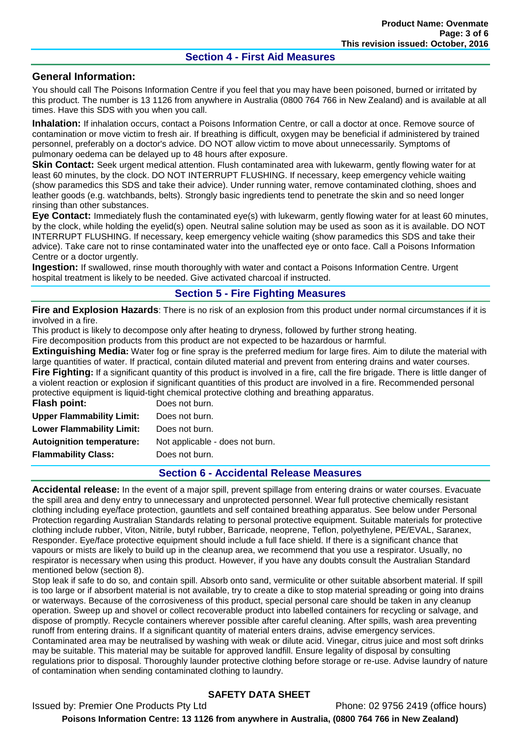## Section 4 - First Aid Measures

### General Information:

You should call The Poisons Information Centre if you feel that you may have been poisoned, burned or irritated by this product. The number is 13 1126 from anywhere in Australia (0800 764 766 in New Zealand) and is available at all times. Have this SDS with you when you call.

**Inhalation:** If inhalation occurs, contact a Poisons Information Centre, or call a doctor at once. Remove source of contamination or move victim to fresh air. If breathing is difficult, oxygen may be beneficial if administered by trained personnel, preferably on a doctor's advice. DO NOT allow victim to move about unnecessarily. Symptoms of pulmonary oedema can be delayed up to 48 hours after exposure.

**Skin Contact:** Seek urgent medical attention. Flush contaminated area with lukewarm, gently flowing water for at least 60 minutes, by the clock. DO NOT INTERRUPT FLUSHING. If necessary, keep emergency vehicle waiting (show paramedics this SDS and take their advice). Under running water, remove contaminated clothing, shoes and leather goods (e.g. watchbands, belts). Strongly basic ingredients tend to penetrate the skin and so need longer rinsing than other substances.

**Eye Contact:** Immediately flush the contaminated eye(s) with lukewarm, gently flowing water for at least 60 minutes, by the clock, while holding the eyelid(s) open. Neutral saline solution may be used as soon as it is available. DO NOT INTERRUPT FLUSHING. If necessary, keep emergency vehicle waiting (show paramedics this SDS and take their advice). Take care not to rinse contaminated water into the unaffected eye or onto face. Call a Poisons Information Centre or a doctor urgently.

**Ingestion:** If swallowed, rinse mouth thoroughly with water and contact a Poisons Information Centre. Urgent hospital treatment is likely to be needed. Give activated charcoal if instructed.

## Section 5 - Fire Fighting Measures

**Fire and Explosion Hazards**: There is no risk of an explosion from this product under normal circumstances if it is involved in a fire.

This product is likely to decompose only after heating to dryness, followed by further strong heating.

Fire decomposition products from this product are not expected to be hazardous or harmful.

**Extinguishing Media:** Water fog or fine spray is the preferred medium for large fires. Aim to dilute the material with large quantities of water. If practical, contain diluted material and prevent from entering drains and water courses.

**Fire Fighting:** If a significant quantity of this product is involved in a fire, call the fire brigade. There is little danger of a violent reaction or explosion if significant quantities of this product are involved in a fire. Recommended personal protective equipment is liquid-tight chemical protective clothing and breathing apparatus.

| | |
|---|---|
| **Flash point:** | Does not burn. |
| **Upper Flammability Limit:** | Does not burn. |
| **Lower Flammability Limit:** | Does not burn. |
| **Autoignition temperature:** | Not applicable - does not burn. |
| **Flammability Class:** | Does not burn. |

## Section 6 - Accidental Release Measures

**Accidental release:** In the event of a major spill, prevent spillage from entering drains or water courses. Evacuate the spill area and deny entry to unnecessary and unprotected personnel. Wear full protective chemically resistant clothing including eye/face protection, gauntlets and self contained breathing apparatus. See below under Personal Protection regarding Australian Standards relating to personal protective equipment. Suitable materials for protective clothing include rubber, Viton, Nitrile, butyl rubber, Barricade, neoprene, Teflon, polyethylene, PE/EVAL, Saranex, Responder. Eye/face protective equipment should include a full face shield. If there is a significant chance that vapours or mists are likely to build up in the cleanup area, we recommend that you use a respirator. Usually, no respirator is necessary when using this product. However, if you have any doubts consult the Australian Standard mentioned below (section 8).

Stop leak if safe to do so, and contain spill. Absorb onto sand, vermiculite or other suitable absorbent material. If spill is too large or if absorbent material is not available, try to create a dike to stop material spreading or going into drains or waterways. Because of the corrosiveness of this product, special personal care should be taken in any cleanup operation. Sweep up and shovel or collect recoverable product into labelled containers for recycling or salvage, and dispose of promptly. Recycle containers wherever possible after careful cleaning. After spills, wash area preventing runoff from entering drains. If a significant quantity of material enters drains, advise emergency services.

Contaminated area may be neutralised by washing with weak or dilute acid. Vinegar, citrus juice and most soft drinks may be suitable. This material may be suitable for approved landfill. Ensure legality of disposal by consulting regulations prior to disposal. Thoroughly launder protective clothing before storage or re-use. Advise laundry of nature of contamination when sending contaminated clothing to laundry.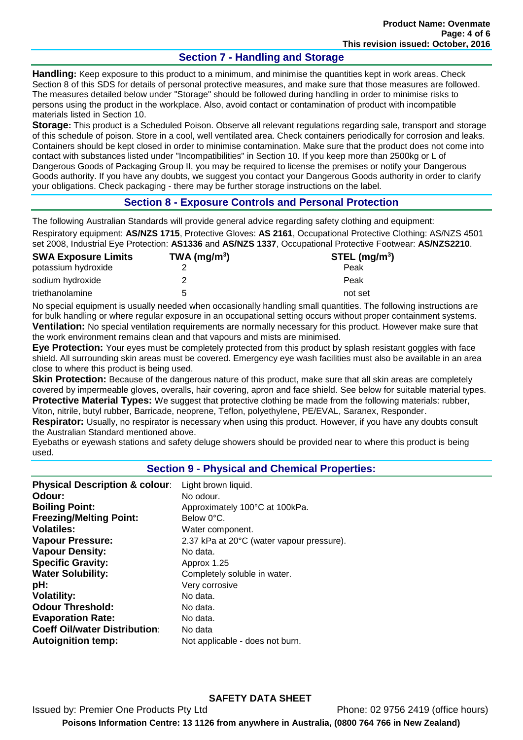## Section 7 - Handling and Storage

**Handling:** Keep exposure to this product to a minimum, and minimise the quantities kept in work areas. Check Section 8 of this SDS for details of personal protective measures, and make sure that those measures are followed. The measures detailed below under "Storage" should be followed during handling in order to minimise risks to persons using the product in the workplace. Also, avoid contact or contamination of product with incompatible materials listed in Section 10.

**Storage:** This product is a Scheduled Poison. Observe all relevant regulations regarding sale, transport and storage of this schedule of poison. Store in a cool, well ventilated area. Check containers periodically for corrosion and leaks. Containers should be kept closed in order to minimise contamination. Make sure that the product does not come into contact with substances listed under "Incompatibilities" in Section 10. If you keep more than 2500kg or L of Dangerous Goods of Packaging Group II, you may be required to license the premises or notify your Dangerous Goods authority. If you have any doubts, we suggest you contact your Dangerous Goods authority in order to clarify your obligations. Check packaging - there may be further storage instructions on the label.

## Section 8 - Exposure Controls and Personal Protection

The following Australian Standards will provide general advice regarding safety clothing and equipment:

Respiratory equipment: **AS/NZS 1715**, Protective Gloves: **AS 2161**, Occupational Protective Clothing: AS/NZS 4501 set 2008, Industrial Eye Protection: **AS1336** and **AS/NZS 1337**, Occupational Protective Footwear: **AS/NZS2210**.

| SWA Exposure Limits | TWA (mg/m$^3$) | STEL (mg/m$^3$) |
|---|---|---|
| potassium hydroxide | 2 | Peak |
| sodium hydroxide | 2 | Peak |
| triethanolamine | 5 | not set |

No special equipment is usually needed when occasionally handling small quantities. The following instructions are for bulk handling or where regular exposure in an occupational setting occurs without proper containment systems.

**Ventilation:** No special ventilation requirements are normally necessary for this product. However make sure that the work environment remains clean and that vapours and mists are minimised.

**Eye Protection:** Your eyes must be completely protected from this product by splash resistant goggles with face shield. All surrounding skin areas must be covered. Emergency eye wash facilities must also be available in an area close to where this product is being used.

**Skin Protection:** Because of the dangerous nature of this product, make sure that all skin areas are completely covered by impermeable gloves, overalls, hair covering, apron and face shield. See below for suitable material types.

**Protective Material Types:** We suggest that protective clothing be made from the following materials: rubber, Viton, nitrile, butyl rubber, Barricade, neoprene, Teflon, polyethylene, PE/EVAL, Saranex, Responder.

**Respirator:** Usually, no respirator is necessary when using this product. However, if you have any doubts consult the Australian Standard mentioned above.

Eyebaths or eyewash stations and safety deluge showers should be provided near to where this product is being used.

## Section 9 - Physical and Chemical Properties:

| | |
|---|---|
| **Physical Description & colour**: | Light brown liquid. |
| **Odour:** | No odour. |
| **Boiling Point:** | Approximately 100°C at 100kPa. |
| **Freezing/Melting Point:** | Below 0°C. |
| **Volatiles:** | Water component. |
| **Vapour Pressure:** | 2.37 kPa at 20°C (water vapour pressure). |
| **Vapour Density:** | No data. |
| **Specific Gravity:** | Approx 1.25 |
| **Water Solubility:** | Completely soluble in water. |
| **pH:** | Very corrosive |
| **Volatility:** | No data. |
| **Odour Threshold:** | No data. |
| **Evaporation Rate:** | No data. |
| **Coeff Oil/water Distribution**: | No data |
| **Autoignition temp:** | Not applicable - does not burn. |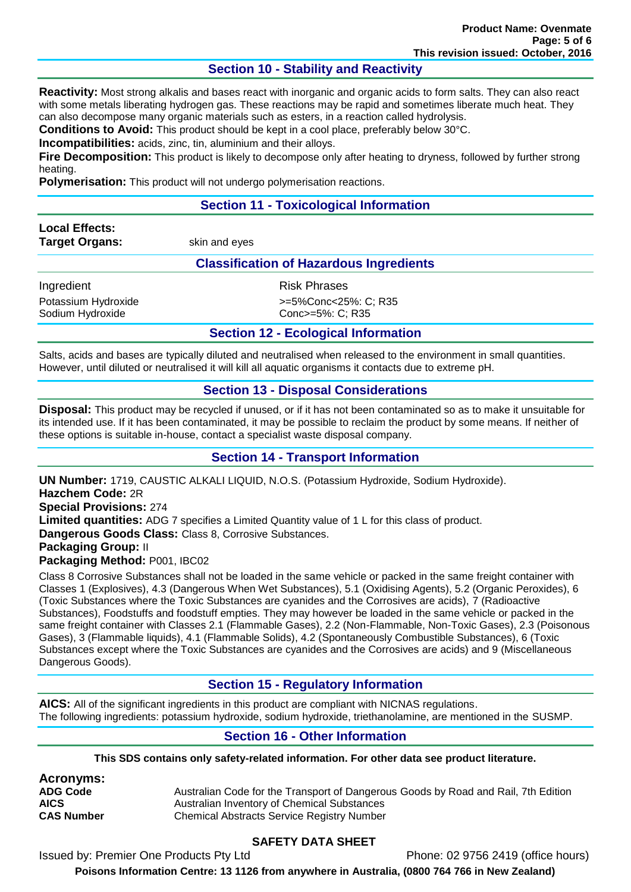## Section 10 - Stability and Reactivity

**Reactivity:** Most strong alkalis and bases react with inorganic and organic acids to form salts. They can also react with some metals liberating hydrogen gas. These reactions may be rapid and sometimes liberate much heat. They can also decompose many organic materials such as esters, in a reaction called hydrolysis.

**Conditions to Avoid:** This product should be kept in a cool place, preferably below 30°C.

**Incompatibilities:** acids, zinc, tin, aluminium and their alloys.

**Fire Decomposition:** This product is likely to decompose only after heating to dryness, followed by further strong heating.

**Polymerisation:** This product will not undergo polymerisation reactions.

## Section 11 - Toxicological Information

**Local Effects:**

**Target Organs:** skin and eyes

### Classification of Hazardous Ingredients

| Ingredient | Risk Phrases |
|---|---|
| Potassium Hydroxide | >=5%Conc<25%: C; R35 |
| Sodium Hydroxide | Conc>=5%: C; R35 |

## Section 12 - Ecological Information

Salts, acids and bases are typically diluted and neutralised when released to the environment in small quantities. However, until diluted or neutralised it will kill all aquatic organisms it contacts due to extreme pH.

## Section 13 - Disposal Considerations

**Disposal:** This product may be recycled if unused, or if it has not been contaminated so as to make it unsuitable for its intended use. If it has been contaminated, it may be possible to reclaim the product by some means. If neither of these options is suitable in-house, contact a specialist waste disposal company.

## Section 14 - Transport Information

**UN Number:** 1719, CAUSTIC ALKALI LIQUID, N.O.S. (Potassium Hydroxide, Sodium Hydroxide).

**Hazchem Code:** 2R

**Special Provisions:** 274

**Limited quantities:** ADG 7 specifies a Limited Quantity value of 1 L for this class of product.

**Dangerous Goods Class:** Class 8, Corrosive Substances.

**Packaging Group:** II

**Packaging Method:** P001, IBC02

Class 8 Corrosive Substances shall not be loaded in the same vehicle or packed in the same freight container with Classes 1 (Explosives), 4.3 (Dangerous When Wet Substances), 5.1 (Oxidising Agents), 5.2 (Organic Peroxides), 6 (Toxic Substances where the Toxic Substances are cyanides and the Corrosives are acids), 7 (Radioactive Substances), Foodstuffs and foodstuff empties. They may however be loaded in the same vehicle or packed in the same freight container with Classes 2.1 (Flammable Gases), 2.2 (Non-Flammable, Non-Toxic Gases), 2.3 (Poisonous Gases), 3 (Flammable liquids), 4.1 (Flammable Solids), 4.2 (Spontaneously Combustible Substances), 6 (Toxic Substances except where the Toxic Substances are cyanides and the Corrosives are acids) and 9 (Miscellaneous Dangerous Goods).

## Section 15 - Regulatory Information

**AICS:** All of the significant ingredients in this product are compliant with NICNAS regulations.
The following ingredients: potassium hydroxide, sodium hydroxide, triethanolamine, are mentioned in the SUSMP.

## Section 16 - Other Information

**This SDS contains only safety-related information. For other data see product literature.**

**Acronyms:**

| | |
|---|---|
| **ADG Code** | Australian Code for the Transport of Dangerous Goods by Road and Rail, 7th Edition |
| **AICS** | Australian Inventory of Chemical Substances |
| **CAS Number** | Chemical Abstracts Service Registry Number |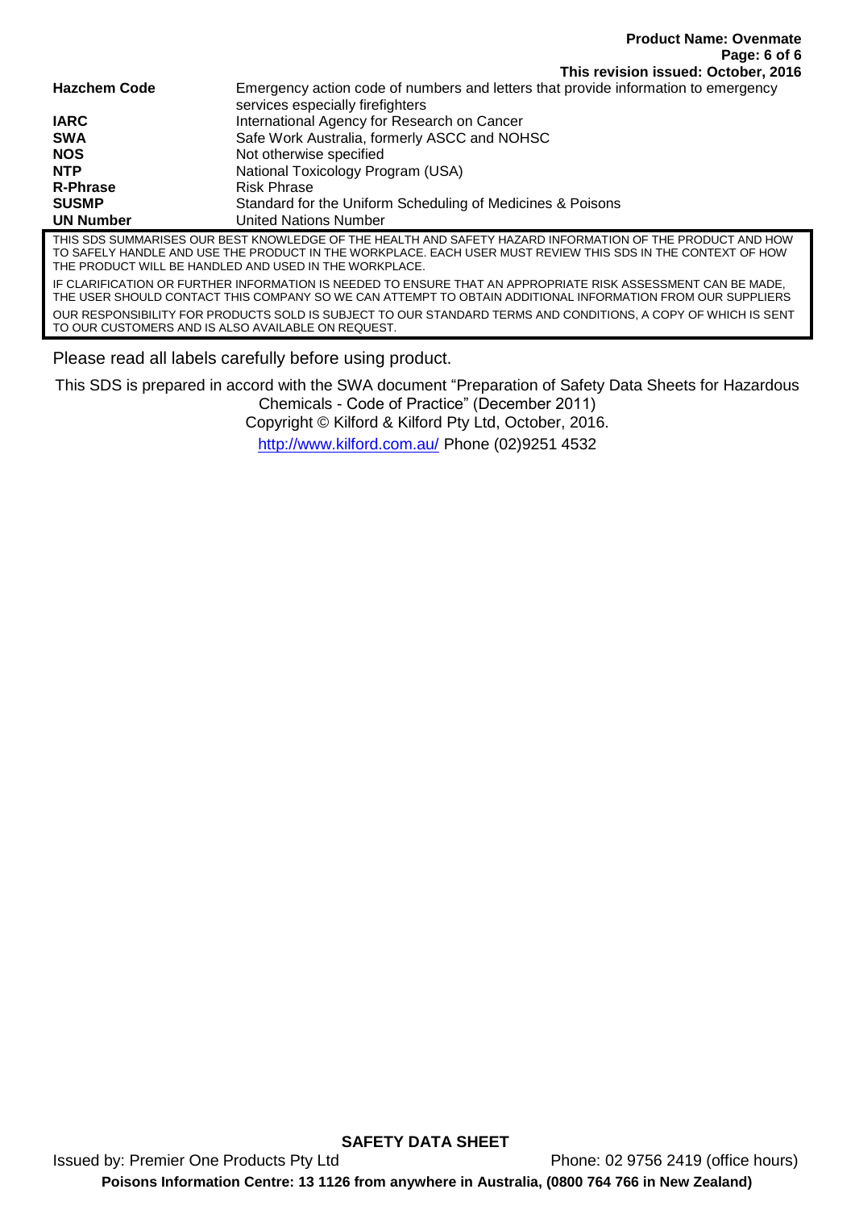| | |
|---|---|
| **Hazchem Code** | Emergency action code of numbers and letters that provide information to emergency services especially firefighters |
| **IARC** | International Agency for Research on Cancer |
| **SWA** | Safe Work Australia, formerly ASCC and NOHSC |
| **NOS** | Not otherwise specified |
| **NTP** | National Toxicology Program (USA) |
| **R-Phrase** | Risk Phrase |
| **SUSMP** | Standard for the Uniform Scheduling of Medicines & Poisons |
| **UN Number** | United Nations Number |

THIS SDS SUMMARISES OUR BEST KNOWLEDGE OF THE HEALTH AND SAFETY HAZARD INFORMATION OF THE PRODUCT AND HOW TO SAFELY HANDLE AND USE THE PRODUCT IN THE WORKPLACE. EACH USER MUST REVIEW THIS SDS IN THE CONTEXT OF HOW THE PRODUCT WILL BE HANDLED AND USED IN THE WORKPLACE.

IF CLARIFICATION OR FURTHER INFORMATION IS NEEDED TO ENSURE THAT AN APPROPRIATE RISK ASSESSMENT CAN BE MADE, THE USER SHOULD CONTACT THIS COMPANY SO WE CAN ATTEMPT TO OBTAIN ADDITIONAL INFORMATION FROM OUR SUPPLIERS

OUR RESPONSIBILITY FOR PRODUCTS SOLD IS SUBJECT TO OUR STANDARD TERMS AND CONDITIONS, A COPY OF WHICH IS SENT TO OUR CUSTOMERS AND IS ALSO AVAILABLE ON REQUEST.

Please read all labels carefully before using product.

This SDS is prepared in accord with the SWA document "Preparation of Safety Data Sheets for Hazardous Chemicals - Code of Practice" (December 2011)

Copyright © Kilford & Kilford Pty Ltd, October, 2016.

http://www.kilford.com.au/ Phone (02)9251 4532